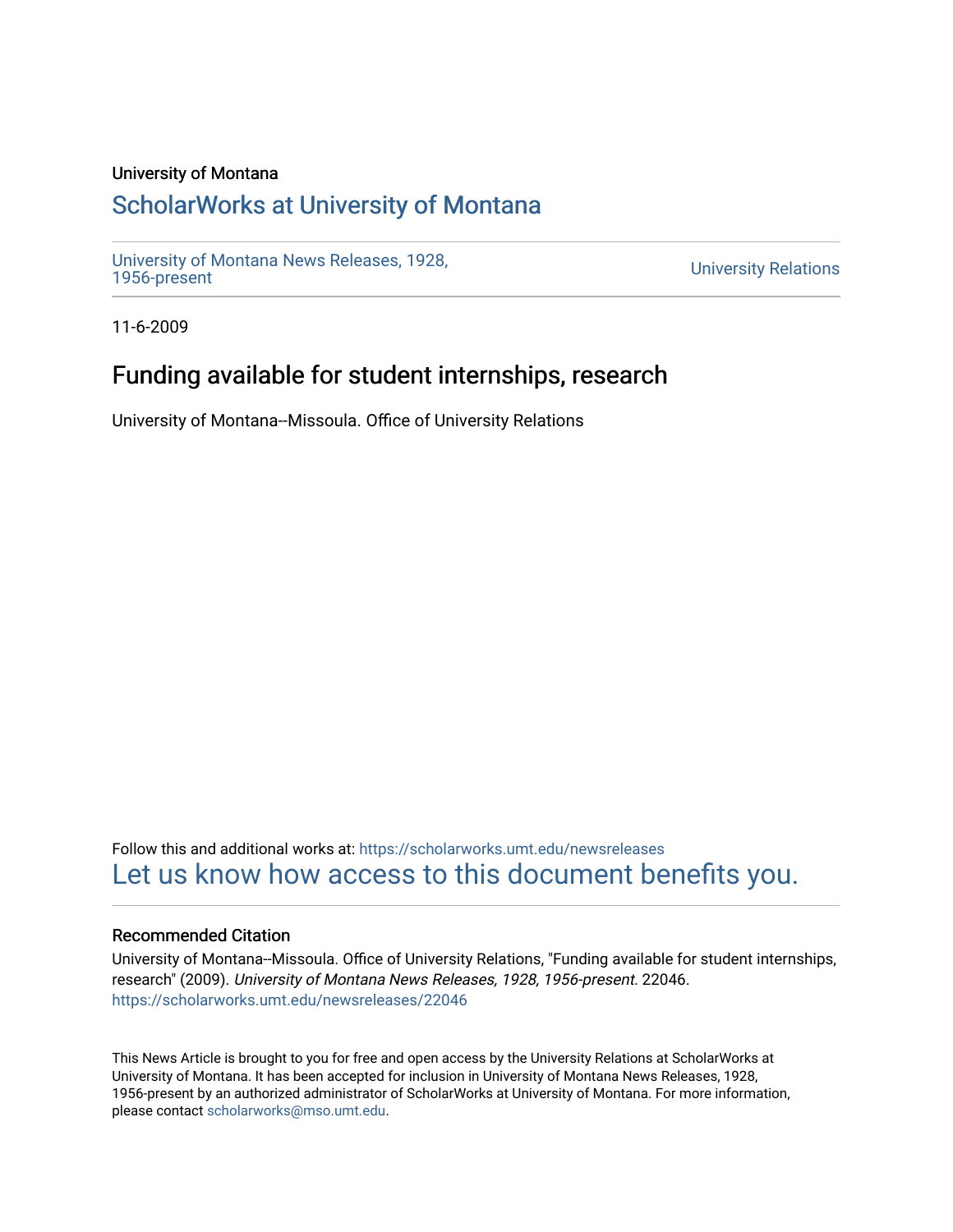University of Montana

# ScholarWorks at University of Montana

University of Montana News Releases, 1928, 1956-present

University Relations

11-6-2009

## Funding available for student internships, research

University of Montana--Missoula. Office of University Relations

Follow this and additional works at: https://scholarworks.umt.edu/newsreleases

Let us know how access to this document benefits you.

### Recommended Citation

University of Montana--Missoula. Office of University Relations, "Funding available for student internships, research" (2009). *University of Montana News Releases, 1928, 1956-present*. 22046. https://scholarworks.umt.edu/newsreleases/22046

This News Article is brought to you for free and open access by the University Relations at ScholarWorks at University of Montana. It has been accepted for inclusion in University of Montana News Releases, 1928, 1956-present by an authorized administrator of ScholarWorks at University of Montana. For more information, please contact scholarworks@mso.umt.edu.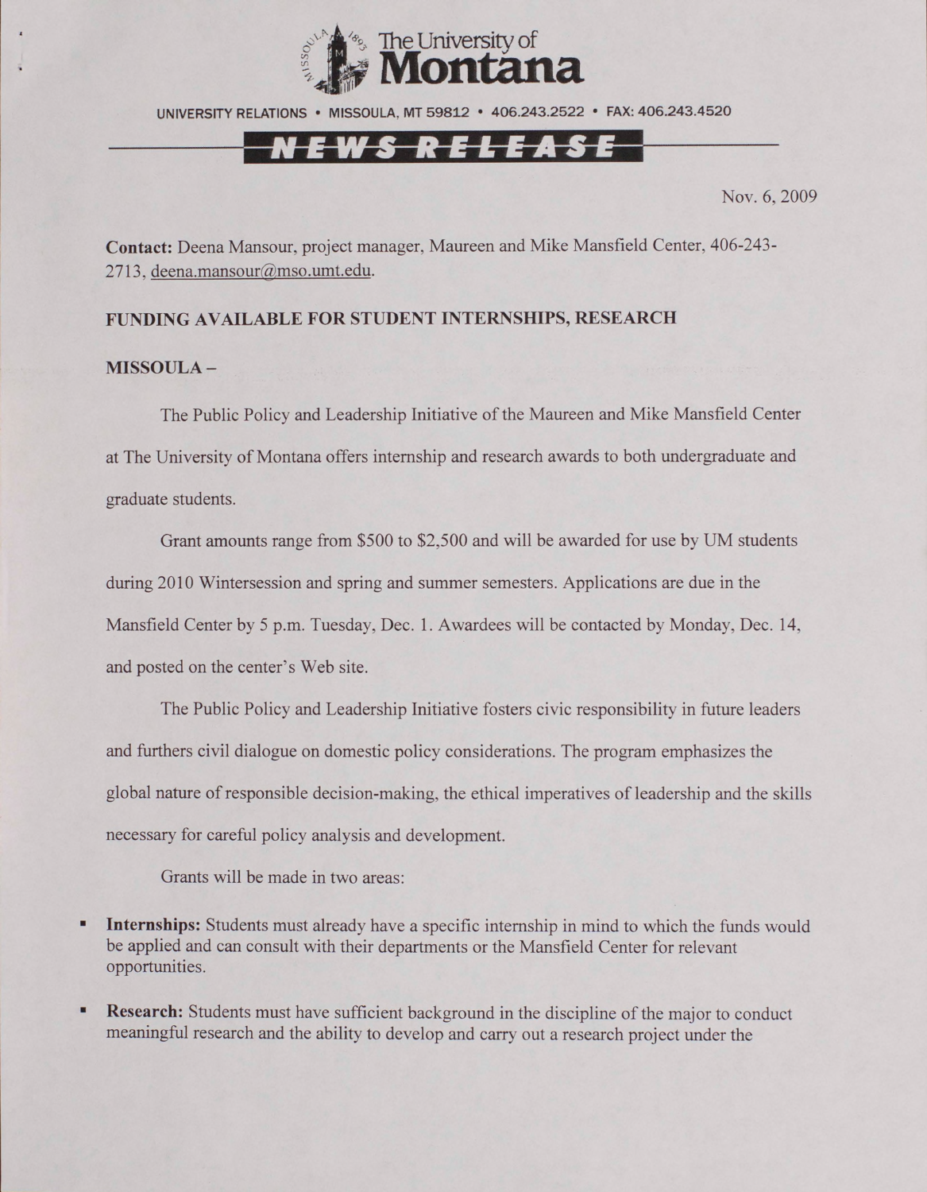The University of Montana

UNIVERSITY RELATIONS • MISSOULA, MT 59812 • 406.243.2522 • FAX: 406.243.4520

NEWS RELEASE

Nov. 6, 2009

**Contact:** Deena Mansour, project manager, Maureen and Mike Mansfield Center, 406-243-2713, deena.mansour@mso.umt.edu.

**FUNDING AVAILABLE FOR STUDENT INTERNSHIPS, RESEARCH**

**MISSOULA –**

The Public Policy and Leadership Initiative of the Maureen and Mike Mansfield Center at The University of Montana offers internship and research awards to both undergraduate and graduate students.

Grant amounts range from $500 to $2,500 and will be awarded for use by UM students during 2010 Wintersession and spring and summer semesters. Applications are due in the Mansfield Center by 5 p.m. Tuesday, Dec. 1. Awardees will be contacted by Monday, Dec. 14, and posted on the center's Web site.

The Public Policy and Leadership Initiative fosters civic responsibility in future leaders and furthers civil dialogue on domestic policy considerations. The program emphasizes the global nature of responsible decision-making, the ethical imperatives of leadership and the skills necessary for careful policy analysis and development.

Grants will be made in two areas:

- **Internships:** Students must already have a specific internship in mind to which the funds would be applied and can consult with their departments or the Mansfield Center for relevant opportunities.
- **Research:** Students must have sufficient background in the discipline of the major to conduct meaningful research and the ability to develop and carry out a research project under the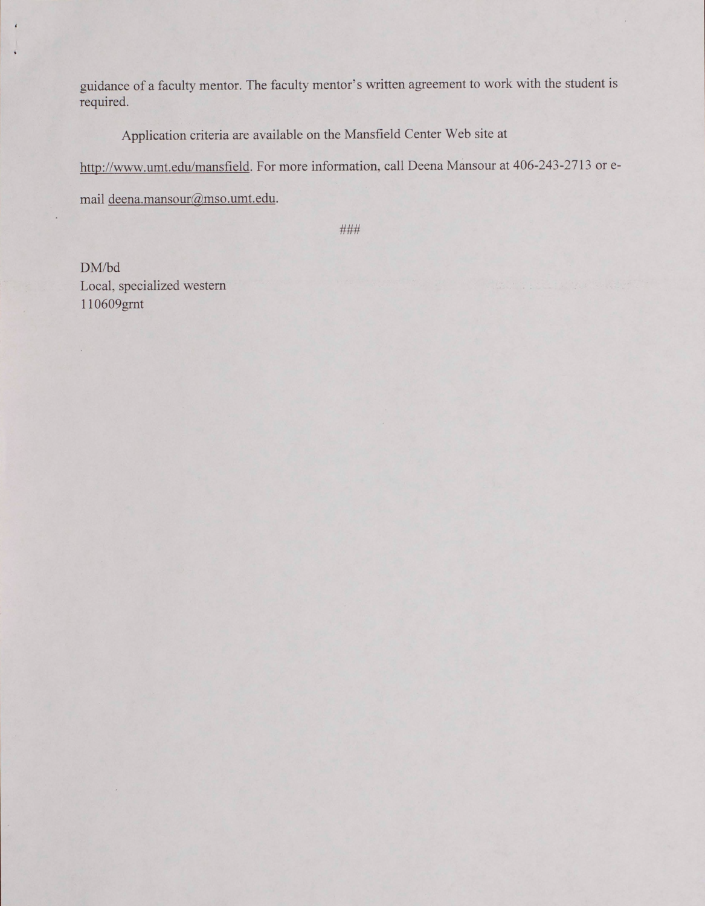guidance of a faculty mentor. The faculty mentor's written agreement to work with the student is required.

Application criteria are available on the Mansfield Center Web site at http://www.umt.edu/mansfield. For more information, call Deena Mansour at 406-243-2713 or e-mail deena.mansour@mso.umt.edu.

###

DM/bd
Local, specialized western
110609grnt